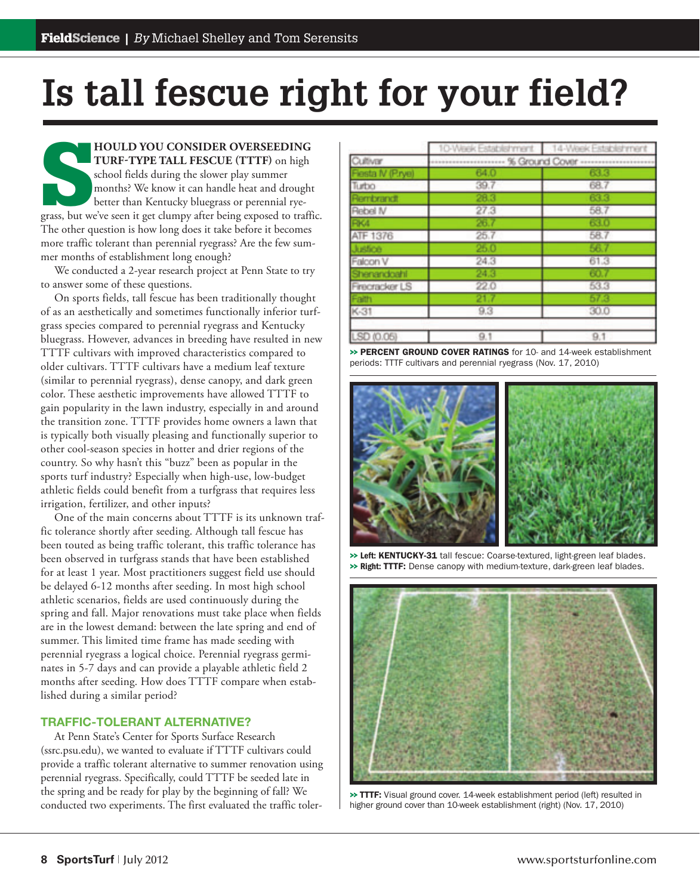# Is tall fescue right for your field?

*By* Michael Shelley and Tom Serensits

**SHOULD YOU CONSIDER OVERSEEDING TURF-TYPE TALL FESCUE (TTTF)** on high school fields during the slower play summer months? We know it can handle heat and drought better than Kentucky bluegrass or perennial ryegrass, but we've seen it get clumpy after being exposed to traffic. The other question is how long does it take before it becomes more traffic tolerant than perennial ryegrass? Are the few summer months of establishment long enough?

We conducted a 2-year research project at Penn State to try to answer some of these questions.

On sports fields, tall fescue has been traditionally thought of as an aesthetically and sometimes functionally inferior turfgrass species compared to perennial ryegrass and Kentucky bluegrass. However, advances in breeding have resulted in new TTTF cultivars with improved characteristics compared to older cultivars. TTTF cultivars have a medium leaf texture (similar to perennial ryegrass), dense canopy, and dark green color. These aesthetic improvements have allowed TTTF to gain popularity in the lawn industry, especially in and around the transition zone. TTTF provides home owners a lawn that is typically both visually pleasing and functionally superior to other cool-season species in hotter and drier regions of the country. So why hasn't this "buzz" been as popular in the sports turf industry? Especially when high-use, low-budget athletic fields could benefit from a turfgrass that requires less irrigation, fertilizer, and other inputs?

One of the main concerns about TTTF is its unknown traffic tolerance shortly after seeding. Although tall fescue has been touted as being traffic tolerant, this traffic tolerance has been observed in turfgrass stands that have been established for at least 1 year. Most practitioners suggest field use should be delayed 6-12 months after seeding. In most high school athletic scenarios, fields are used continuously during the spring and fall. Major renovations must take place when fields are in the lowest demand: between the late spring and end of summer. This limited time frame has made seeding with perennial ryegrass a logical choice. Perennial ryegrass germinates in 5-7 days and can provide a playable athletic field 2 months after seeding. How does TTTF compare when established during a similar period?

## TRAFFIC-TOLERANT ALTERNATIVE?

At Penn State's Center for Sports Surface Research (ssrc.psu.edu), we wanted to evaluate if TTTF cultivars could provide a traffic tolerant alternative to summer renovation using perennial ryegrass. Specifically, could TTTF be seeded late in the spring and be ready for play by the beginning of fall? We conducted two experiments. The first evaluated the traffic toler-

| | 10-Week Establishment | 14-Week Establishment |
|---|---|---|
| Cultivar | % Ground Cover | |
| Fiesta IV (P.rye) | 64.0 | 63.3 |
| Turbo | 39.7 | 68.7 |
| Rembrandt | 28.3 | 63.3 |
| Rebel IV | 27.3 | 58.7 |
| RK4 | 26.7 | 63.0 |
| ATF 1376 | 25.7 | 58.7 |
| Justice | 25.0 | 56.7 |
| Falcon V | 24.3 | 61.3 |
| Shenandoah | 24.3 | 60.7 |
| Firecracker LS | 22.0 | 53.3 |
| Faith | 21.7 | 57.3 |
| K-31 | 9.3 | 30.0 |
| LSD (0.05) | 9.1 | 9.1 |

>> **PERCENT GROUND COVER RATINGS** for 10- and 14-week establishment periods: TTTF cultivars and perennial ryegrass (Nov. 17, 2010)

>> **Left: KENTUCKY-31** tall fescue: Coarse-textured, light-green leaf blades.
>> **Right: TTTF:** Dense canopy with medium-texture, dark-green leaf blades.

>> **TTTF:** Visual ground cover. 14-week establishment period (left) resulted in higher ground cover than 10-week establishment (right) (Nov. 17, 2010)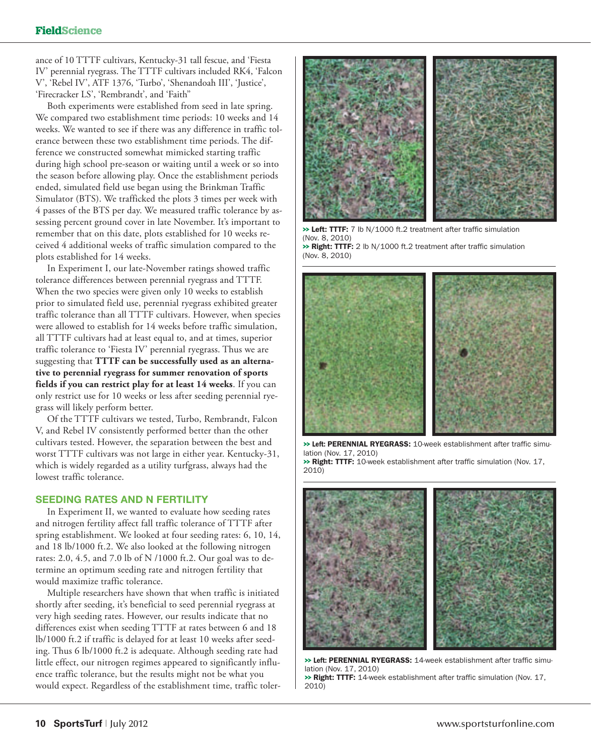ance of 10 TTTF cultivars, Kentucky-31 tall fescue, and 'Fiesta IV' perennial ryegrass. The TTTF cultivars included RK4, 'Falcon V', 'Rebel IV', ATF 1376, 'Turbo', 'Shenandoah III', 'Justice', 'Firecracker LS', 'Rembrandt', and 'Faith"

Both experiments were established from seed in late spring. We compared two establishment time periods: 10 weeks and 14 weeks. We wanted to see if there was any difference in traffic tolerance between these two establishment time periods. The difference we constructed somewhat mimicked starting traffic during high school pre-season or waiting until a week or so into the season before allowing play. Once the establishment periods ended, simulated field use began using the Brinkman Traffic Simulator (BTS). We trafficked the plots 3 times per week with 4 passes of the BTS per day. We measured traffic tolerance by assessing percent ground cover in late November. It's important to remember that on this date, plots established for 10 weeks received 4 additional weeks of traffic simulation compared to the plots established for 14 weeks.

In Experiment I, our late-November ratings showed traffic tolerance differences between perennial ryegrass and TTTF. When the two species were given only 10 weeks to establish prior to simulated field use, perennial ryegrass exhibited greater traffic tolerance than all TTTF cultivars. However, when species were allowed to establish for 14 weeks before traffic simulation, all TTTF cultivars had at least equal to, and at times, superior traffic tolerance to 'Fiesta IV' perennial ryegrass. Thus we are suggesting that **TTTF can be successfully used as an alternative to perennial ryegrass for summer renovation of sports fields if you can restrict play for at least 14 weeks**. If you can only restrict use for 10 weeks or less after seeding perennial ryegrass will likely perform better.

Of the TTTF cultivars we tested, Turbo, Rembrandt, Falcon V, and Rebel IV consistently performed better than the other cultivars tested. However, the separation between the best and worst TTTF cultivars was not large in either year. Kentucky-31, which is widely regarded as a utility turfgrass, always had the lowest traffic tolerance.

## SEEDING RATES AND N FERTILITY

In Experiment II, we wanted to evaluate how seeding rates and nitrogen fertility affect fall traffic tolerance of TTTF after spring establishment. We looked at four seeding rates: 6, 10, 14, and 18 lb/1000 ft.2. We also looked at the following nitrogen rates: 2.0, 4.5, and 7.0 lb of N /1000 ft.2. Our goal was to determine an optimum seeding rate and nitrogen fertility that would maximize traffic tolerance.

Multiple researchers have shown that when traffic is initiated shortly after seeding, it's beneficial to seed perennial ryegrass at very high seeding rates. However, our results indicate that no differences exist when seeding TTTF at rates between 6 and 18 lb/1000 ft.2 if traffic is delayed for at least 10 weeks after seeding. Thus 6 lb/1000 ft.2 is adequate. Although seeding rate had little effect, our nitrogen regimes appeared to significantly influence traffic tolerance, but the results might not be what you would expect. Regardless of the establishment time, traffic toler-

>> **Left: TTTF:** 7 lb N/1000 ft.2 treatment after traffic simulation (Nov. 8, 2010)
>> **Right: TTTF:** 2 lb N/1000 ft.2 treatment after traffic simulation (Nov. 8, 2010)

>> **Left: PERENNIAL RYEGRASS:** 10-week establishment after traffic simulation (Nov. 17, 2010)
>> **Right: TTTF:** 10-week establishment after traffic simulation (Nov. 17, 2010)

>> **Left: PERENNIAL RYEGRASS:** 14-week establishment after traffic simulation (Nov. 17, 2010)
>> **Right: TTTF:** 14-week establishment after traffic simulation (Nov. 17, 2010)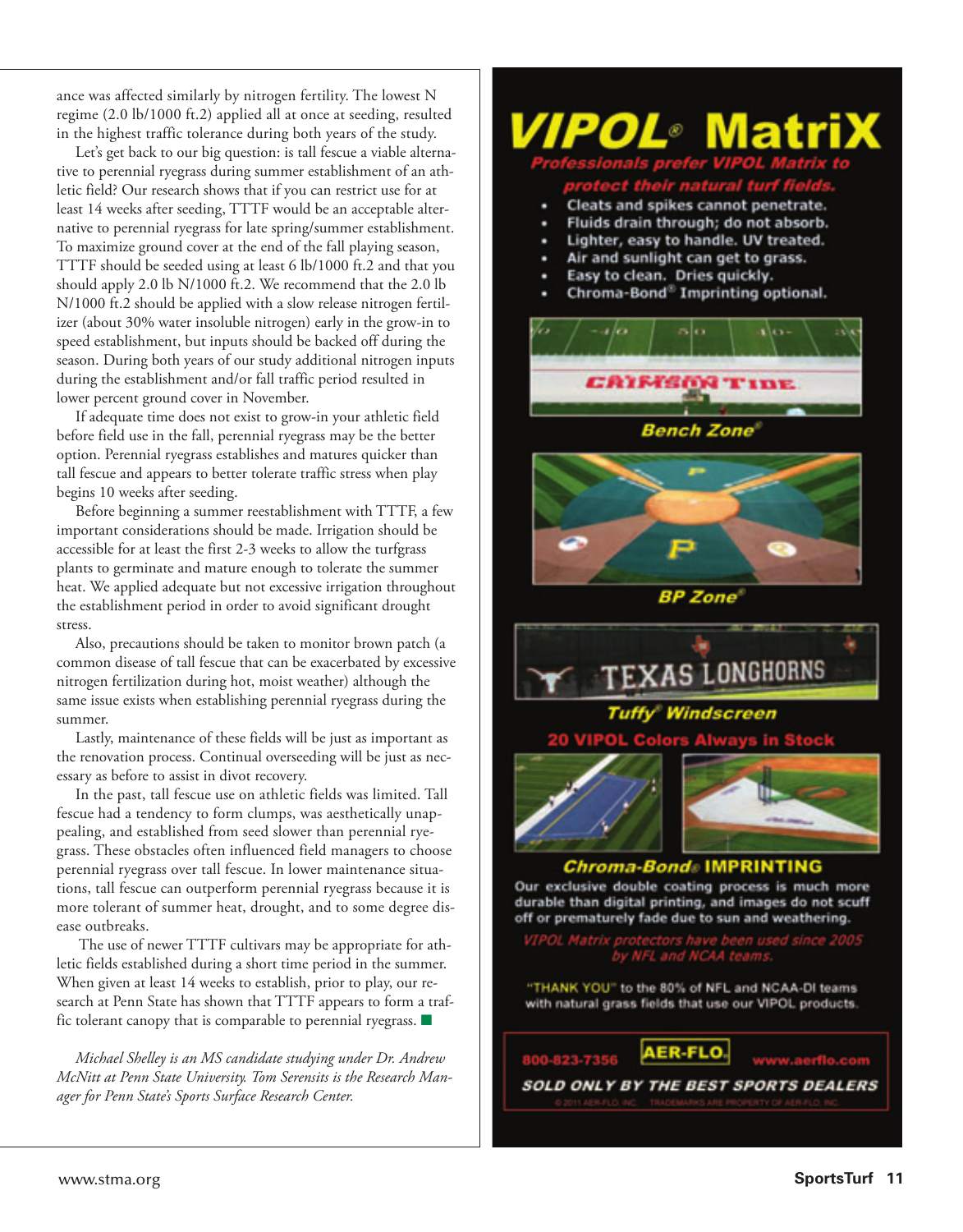ance was affected similarly by nitrogen fertility. The lowest N regime (2.0 lb/1000 ft.2) applied all at once at seeding, resulted in the highest traffic tolerance during both years of the study.

Let's get back to our big question: is tall fescue a viable alternative to perennial ryegrass during summer establishment of an athletic field? Our research shows that if you can restrict use for at least 14 weeks after seeding, TTTF would be an acceptable alternative to perennial ryegrass for late spring/summer establishment. To maximize ground cover at the end of the fall playing season, TTTF should be seeded using at least 6 lb/1000 ft.2 and that you should apply 2.0 lb N/1000 ft.2. We recommend that the 2.0 lb N/1000 ft.2 should be applied with a slow release nitrogen fertilizer (about 30% water insoluble nitrogen) early in the grow-in to speed establishment, but inputs should be backed off during the season. During both years of our study additional nitrogen inputs during the establishment and/or fall traffic period resulted in lower percent ground cover in November.

If adequate time does not exist to grow-in your athletic field before field use in the fall, perennial ryegrass may be the better option. Perennial ryegrass establishes and matures quicker than tall fescue and appears to better tolerate traffic stress when play begins 10 weeks after seeding.

Before beginning a summer reestablishment with TTTF, a few important considerations should be made. Irrigation should be accessible for at least the first 2-3 weeks to allow the turfgrass plants to germinate and mature enough to tolerate the summer heat. We applied adequate but not excessive irrigation throughout the establishment period in order to avoid significant drought stress.

Also, precautions should be taken to monitor brown patch (a common disease of tall fescue that can be exacerbated by excessive nitrogen fertilization during hot, moist weather) although the same issue exists when establishing perennial ryegrass during the summer.

Lastly, maintenance of these fields will be just as important as the renovation process. Continual overseeding will be just as necessary as before to assist in divot recovery.

In the past, tall fescue use on athletic fields was limited. Tall fescue had a tendency to form clumps, was aesthetically unappealing, and established from seed slower than perennial ryegrass. These obstacles often influenced field managers to choose perennial ryegrass over tall fescue. In lower maintenance situations, tall fescue can outperform perennial ryegrass because it is more tolerant of summer heat, drought, and to some degree disease outbreaks.

The use of newer TTTF cultivars may be appropriate for athletic fields established during a short time period in the summer. When given at least 14 weeks to establish, prior to play, our research at Penn State has shown that TTTF appears to form a traffic tolerant canopy that is comparable to perennial ryegrass. ■

*Michael Shelley is an MS candidate studying under Dr. Andrew McNitt at Penn State University. Tom Serensits is the Research Manager for Penn State's Sports Surface Research Center.*

# VIPOL® MatriX

*Professionals prefer VIPOL Matrix to protect their natural turf fields.*

- Cleats and spikes cannot penetrate.
- Fluids drain through; do not absorb.
- Lighter, easy to handle. UV treated.
- Air and sunlight can get to grass.
- Easy to clean. Dries quickly.
- Chroma-Bond® Imprinting optional.

**Bench Zone®**

**BP Zone®**

**Tuffy® Windscreen**

**20 VIPOL Colors Always in Stock**

**Chroma-Bond® IMPRINTING**

Our exclusive double coating process is much more durable than digital printing, and images do not scuff off or prematurely fade due to sun and weathering.

*VIPOL Matrix protectors have been used since 2005 by NFL and NCAA teams.*

"THANK YOU" to the 80% of NFL and NCAA-DI teams with natural grass fields that use our VIPOL products.

800-823-7356 AER-FLO www.aerflo.com

**SOLD ONLY BY THE BEST SPORTS DEALERS**

© 2011 AER-FLO INC. TRADEMARKS ARE PROPERTY OF AER-FLO, INC.